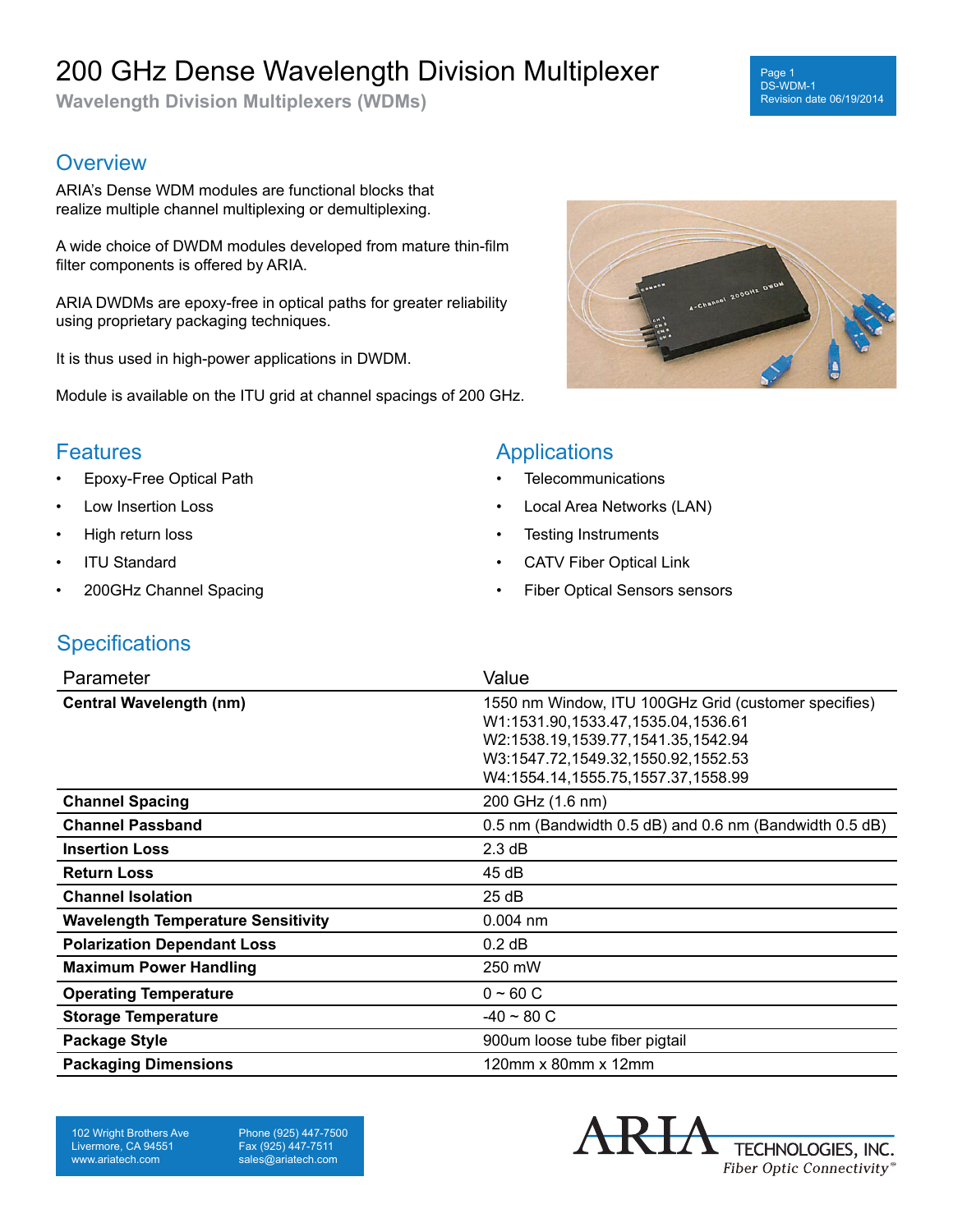# 200 GHz Dense Wavelength Division Multiplexer

**Wavelength Division Multiplexers (WDMs)**

## Overview

ARIA's Dense WDM modules are functional blocks that realize multiple channel multiplexing or demultiplexing.

A wide choice of DWDM modules developed from mature thin-film filter components is offered by ARIA.

ARIA DWDMs are epoxy-free in optical paths for greater reliability using proprietary packaging techniques.

It is thus used in high-power applications in DWDM.

Module is available on the ITU grid at channel spacings of 200 GHz.

## Features

- Epoxy-Free Optical Path
- Low Insertion Loss
- High return loss
- ITU Standard
- 200GHz Channel Spacing

## Applications

- Telecommunications
- Local Area Networks (LAN)
- Testing Instruments
- CATV Fiber Optical Link
- Fiber Optical Sensors sensors

## Specifications

| Parameter | Value |
|---|---|
| **Central Wavelength (nm)** | 1550 nm Window, ITU 100GHz Grid (customer specifies)<br>W1:1531.90,1533.47,1535.04,1536.61<br>W2:1538.19,1539.77,1541.35,1542.94<br>W3:1547.72,1549.32,1550.92,1552.53<br>W4:1554.14,1555.75,1557.37,1558.99 |
| **Channel Spacing** | 200 GHz (1.6 nm) |
| **Channel Passband** | 0.5 nm (Bandwidth 0.5 dB) and 0.6 nm (Bandwidth 0.5 dB) |
| **Insertion Loss** | 2.3 dB |
| **Return Loss** | 45 dB |
| **Channel Isolation** | 25 dB |
| **Wavelength Temperature Sensitivity** | 0.004 nm |
| **Polarization Dependant Loss** | 0.2 dB |
| **Maximum Power Handling** | 250 mW |
| **Operating Temperature** | 0 ~ 60 C |
| **Storage Temperature** | -40 ~ 80 C |
| **Package Style** | 900um loose tube fiber pigtail |
| **Packaging Dimensions** | 120mm x 80mm x 12mm |

102 Wright Brothers Ave
Livermore, CA 94551
www.ariatech.com

Phone (925) 447-7500
Fax (925) 447-7511
sales@ariatech.com

ARIA TECHNOLOGIES, INC.
*Fiber Optic Connectivity*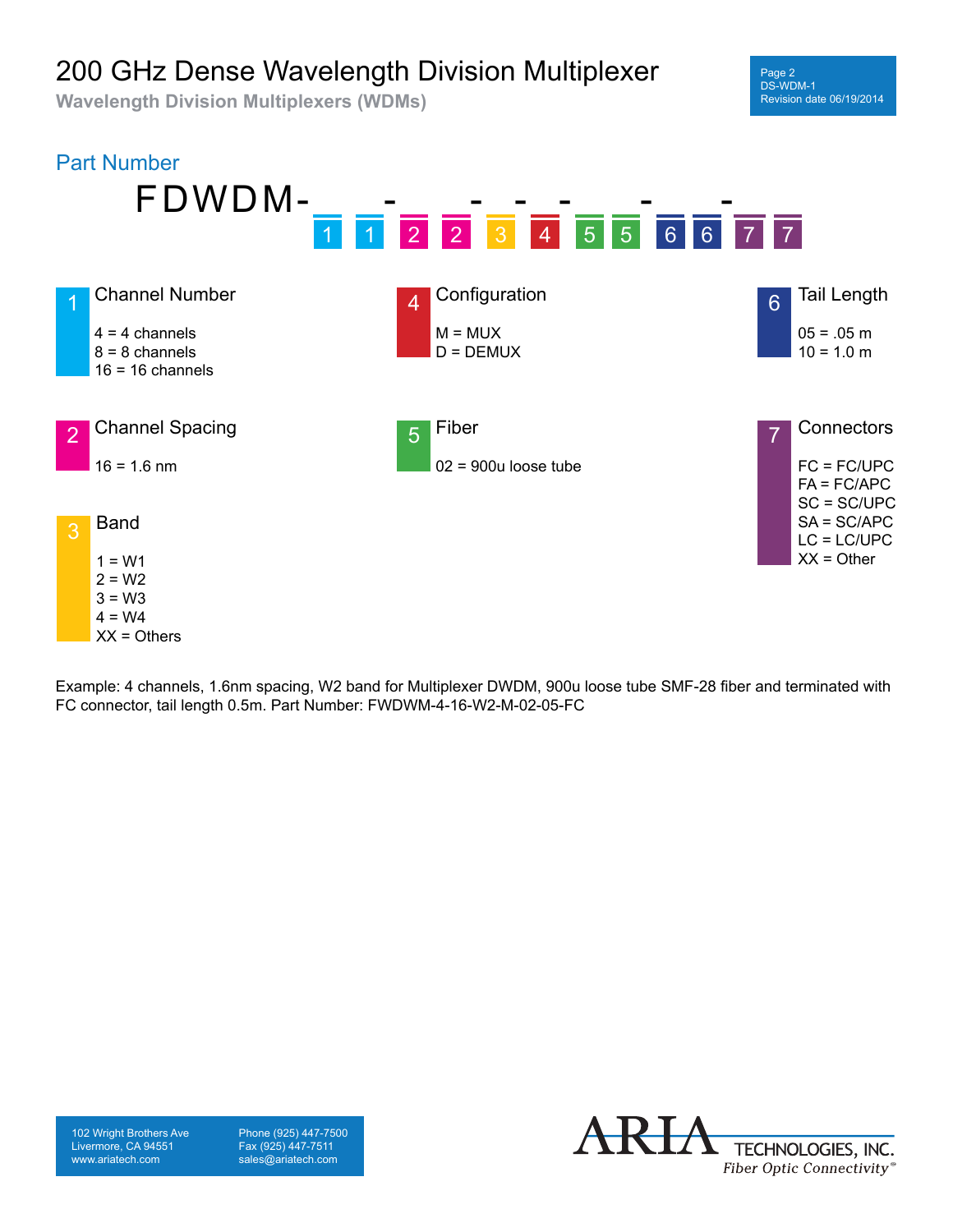# 200 GHz Dense Wavelength Division Multiplexer

**Wavelength Division Multiplexers (WDMs)**

## Part Number

FDWDM-__ __-__ __-__-__-__ __-__ __-__ __

1 1 2 2 3 4 5 5 6 6 7 7

### 1 Channel Number

4 = 4 channels
8 = 8 channels
16 = 16 channels

### 2 Channel Spacing

16 = 1.6 nm

### 3 Band

1 = W1
2 = W2
3 = W3
4 = W4
XX = Others

### 4 Configuration

M = MUX
D = DEMUX

### 5 Fiber

02 = 900u loose tube

### 6 Tail Length

05 = .05 m
10 = 1.0 m

### 7 Connectors

FC = FC/UPC
FA = FC/APC
SC = SC/UPC
SA = SC/APC
LC = LC/UPC
XX = Other

Example: 4 channels, 1.6nm spacing, W2 band for Multiplexer DWDM, 900u loose tube SMF-28 fiber and terminated with FC connector, tail length 0.5m. Part Number: FWDWM-4-16-W2-M-02-05-FC

102 Wright Brothers Ave
Livermore, CA 94551
www.ariatech.com

Phone (925) 447-7500
Fax (925) 447-7511
sales@ariatech.com

ARIA TECHNOLOGIES, INC.
*Fiber Optic Connectivity*